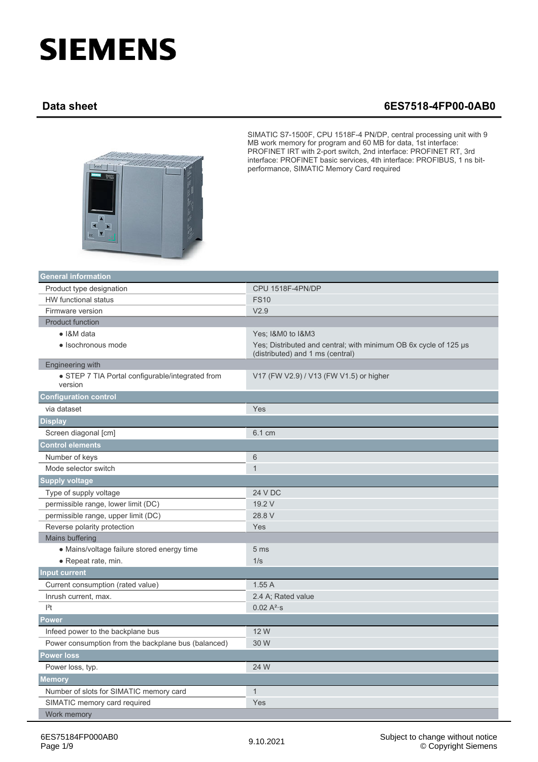# SIEMENS

## Data sheet 6ES7518-4FP00-0AB0

SIMATIC S7-1500F, CPU 1518F-4 PN/DP, central processing unit with 9 MB work memory for program and 60 MB for data, 1st interface: PROFINET IRT with 2-port switch, 2nd interface: PROFINET RT, 3rd interface: PROFINET basic services, 4th interface: PROFIBUS, 1 ns bit-performance, SIMATIC Memory Card required

| **General information** | |
|---|---|
| Product type designation | CPU 1518F-4PN/DP |
| HW functional status | FS10 |
| Firmware version | V2.9 |
| Product function | |
| ● I&M data | Yes; I&M0 to I&M3 |
| ● Isochronous mode | Yes; Distributed and central; with minimum OB 6x cycle of 125 µs (distributed) and 1 ms (central) |
| Engineering with | |
| ● STEP 7 TIA Portal configurable/integrated from version | V17 (FW V2.9) / V13 (FW V1.5) or higher |
| **Configuration control** | |
| via dataset | Yes |
| **Display** | |
| Screen diagonal [cm] | 6.1 cm |
| **Control elements** | |
| Number of keys | 6 |
| Mode selector switch | 1 |
| **Supply voltage** | |
| Type of supply voltage | 24 V DC |
| permissible range, lower limit (DC) | 19.2 V |
| permissible range, upper limit (DC) | 28.8 V |
| Reverse polarity protection | Yes |
| Mains buffering | |
| ● Mains/voltage failure stored energy time | 5 ms |
| ● Repeat rate, min. | 1/s |
| **Input current** | |
| Current consumption (rated value) | 1.55 A |
| Inrush current, max. | 2.4 A; Rated value |
| $I^2t$ | 0.02 $A^2 \cdot s$ |
| **Power** | |
| Infeed power to the backplane bus | 12 W |
| Power consumption from the backplane bus (balanced) | 30 W |
| **Power loss** | |
| Power loss, typ. | 24 W |
| **Memory** | |
| Number of slots for SIMATIC memory card | 1 |
| SIMATIC memory card required | Yes |
| Work memory | |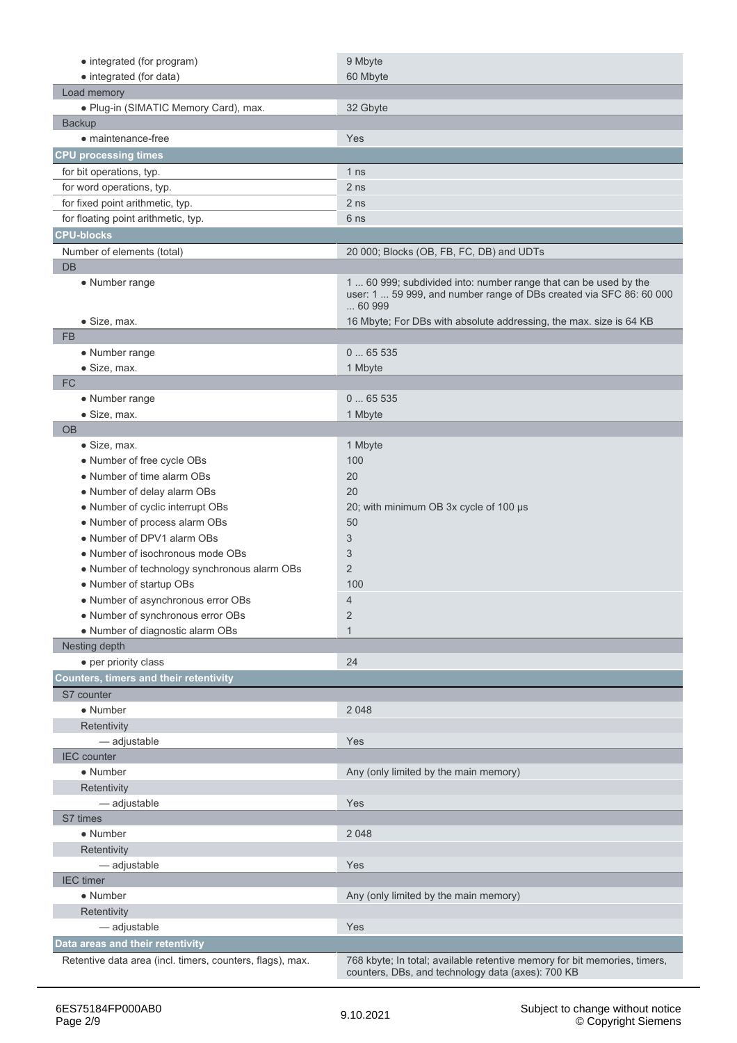| | |
|---|---|
| • integrated (for program) | 9 Mbyte |
| • integrated (for data) | 60 Mbyte |
| Load memory | |
| • Plug-in (SIMATIC Memory Card), max. | 32 Gbyte |
| Backup | |
| • maintenance-free | Yes |
| **CPU processing times** | |
| for bit operations, typ. | 1 ns |
| for word operations, typ. | 2 ns |
| for fixed point arithmetic, typ. | 2 ns |
| for floating point arithmetic, typ. | 6 ns |
| **CPU-blocks** | |
| Number of elements (total) | 20 000; Blocks (OB, FB, FC, DB) and UDTs |
| DB | |
| • Number range | 1 ... 60 999; subdivided into: number range that can be used by the user: 1 ... 59 999, and number range of DBs created via SFC 86: 60 000 ... 60 999 |
| • Size, max. | 16 Mbyte; For DBs with absolute addressing, the max. size is 64 KB |
| FB | |
| • Number range | 0 ... 65 535 |
| • Size, max. | 1 Mbyte |
| FC | |
| • Number range | 0 ... 65 535 |
| • Size, max. | 1 Mbyte |
| OB | |
| • Size, max. | 1 Mbyte |
| • Number of free cycle OBs | 100 |
| • Number of time alarm OBs | 20 |
| • Number of delay alarm OBs | 20 |
| • Number of cyclic interrupt OBs | 20; with minimum OB 3x cycle of 100 µs |
| • Number of process alarm OBs | 50 |
| • Number of DPV1 alarm OBs | 3 |
| • Number of isochronous mode OBs | 3 |
| • Number of technology synchronous alarm OBs | 2 |
| • Number of startup OBs | 100 |
| • Number of asynchronous error OBs | 4 |
| • Number of synchronous error OBs | 2 |
| • Number of diagnostic alarm OBs | 1 |
| Nesting depth | |
| • per priority class | 24 |
| **Counters, timers and their retentivity** | |
| S7 counter | |
| • Number | 2 048 |
| Retentivity | |
| — adjustable | Yes |
| IEC counter | |
| • Number | Any (only limited by the main memory) |
| Retentivity | |
| — adjustable | Yes |
| S7 times | |
| • Number | 2 048 |
| Retentivity | |
| — adjustable | Yes |
| IEC timer | |
| • Number | Any (only limited by the main memory) |
| Retentivity | |
| — adjustable | Yes |
| **Data areas and their retentivity** | |
| Retentive data area (incl. timers, counters, flags), max. | 768 kbyte; In total; available retentive memory for bit memories, timers, counters, DBs, and technology data (axes): 700 KB |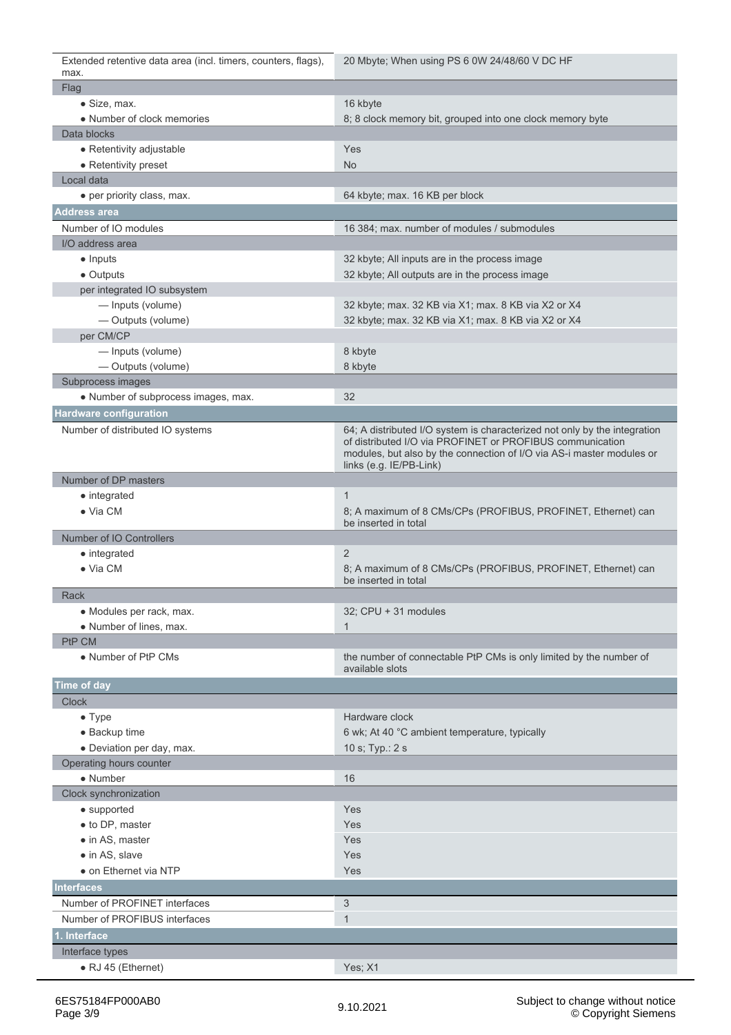| | |
|---|---|
| Extended retentive data area (incl. timers, counters, flags), max. | 20 Mbyte; When using PS 6 0W 24/48/60 V DC HF |
| **Flag** | |
| • Size, max. | 16 kbyte |
| • Number of clock memories | 8; 8 clock memory bit, grouped into one clock memory byte |
| **Data blocks** | |
| • Retentivity adjustable | Yes |
| • Retentivity preset | No |
| **Local data** | |
| • per priority class, max. | 64 kbyte; max. 16 KB per block |
| **Address area** | |
| Number of IO modules | 16 384; max. number of modules / submodules |
| **I/O address area** | |
| • Inputs | 32 kbyte; All inputs are in the process image |
| • Outputs | 32 kbyte; All outputs are in the process image |
| per integrated IO subsystem | |
| — Inputs (volume) | 32 kbyte; max. 32 KB via X1; max. 8 KB via X2 or X4 |
| — Outputs (volume) | 32 kbyte; max. 32 KB via X1; max. 8 KB via X2 or X4 |
| per CM/CP | |
| — Inputs (volume) | 8 kbyte |
| — Outputs (volume) | 8 kbyte |
| **Subprocess images** | |
| • Number of subprocess images, max. | 32 |
| **Hardware configuration** | |
| Number of distributed IO systems | 64; A distributed I/O system is characterized not only by the integration of distributed I/O via PROFINET or PROFIBUS communication modules, but also by the connection of I/O via AS-i master modules or links (e.g. IE/PB-Link) |
| **Number of DP masters** | |
| • integrated | 1 |
| • Via CM | 8; A maximum of 8 CMs/CPs (PROFIBUS, PROFINET, Ethernet) can be inserted in total |
| **Number of IO Controllers** | |
| • integrated | 2 |
| • Via CM | 8; A maximum of 8 CMs/CPs (PROFIBUS, PROFINET, Ethernet) can be inserted in total |
| **Rack** | |
| • Modules per rack, max. | 32; CPU + 31 modules |
| • Number of lines, max. | 1 |
| **PtP CM** | |
| • Number of PtP CMs | the number of connectable PtP CMs is only limited by the number of available slots |
| **Time of day** | |
| **Clock** | |
| • Type | Hardware clock |
| • Backup time | 6 wk; At 40 °C ambient temperature, typically |
| • Deviation per day, max. | 10 s; Typ.: 2 s |
| **Operating hours counter** | |
| • Number | 16 |
| **Clock synchronization** | |
| • supported | Yes |
| • to DP, master | Yes |
| • in AS, master | Yes |
| • in AS, slave | Yes |
| • on Ethernet via NTP | Yes |
| **Interfaces** | |
| Number of PROFINET interfaces | 3 |
| Number of PROFIBUS interfaces | 1 |
| **1. Interface** | |
| **Interface types** | |
| • RJ 45 (Ethernet) | Yes; X1 |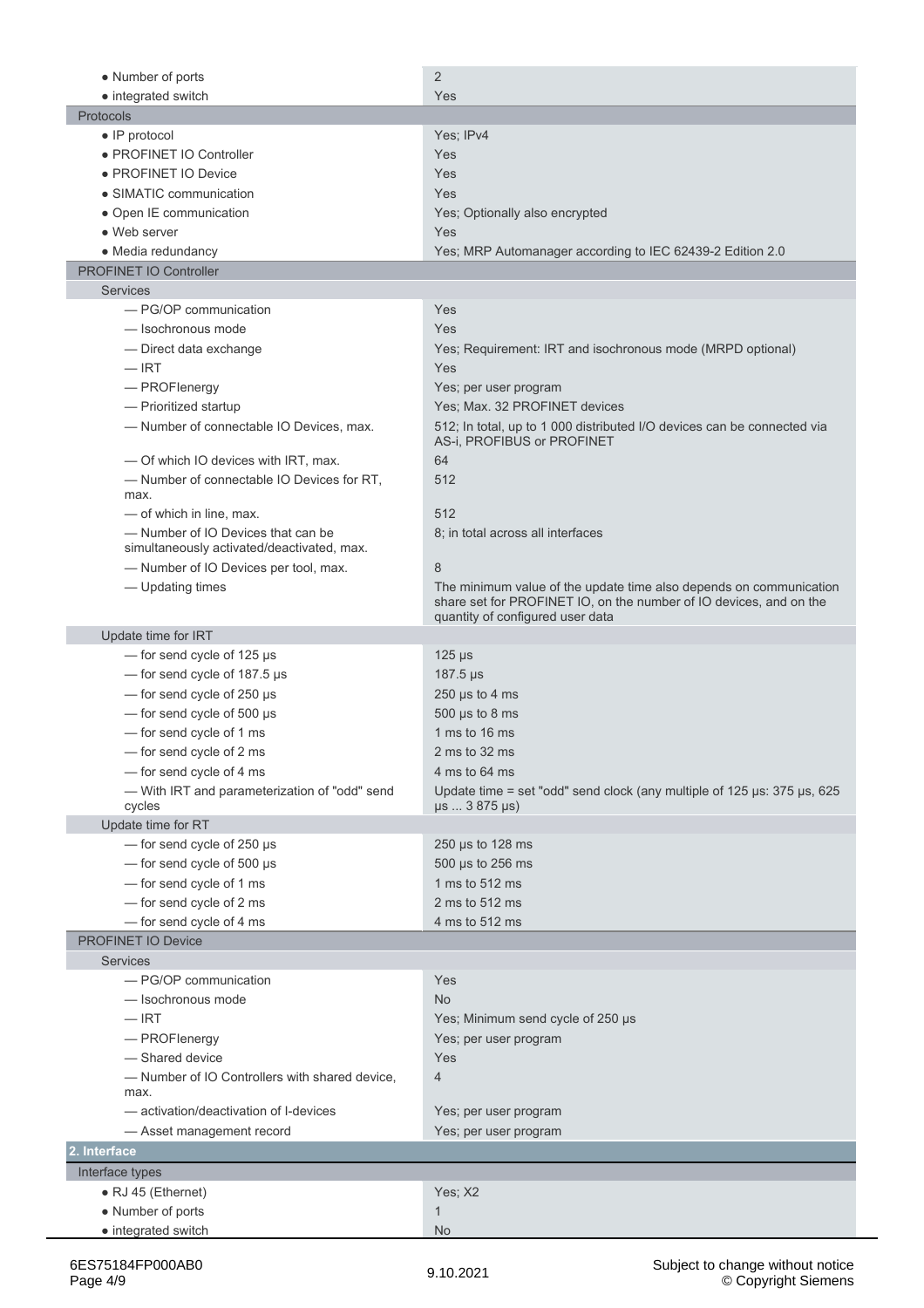| | |
|---|---|
| • Number of ports | 2 |
| • integrated switch | Yes |
| **Protocols** | |
| • IP protocol | Yes; IPv4 |
| • PROFINET IO Controller | Yes |
| • PROFINET IO Device | Yes |
| • SIMATIC communication | Yes |
| • Open IE communication | Yes; Optionally also encrypted |
| • Web server | Yes |
| • Media redundancy | Yes; MRP Automanager according to IEC 62439-2 Edition 2.0 |
| **PROFINET IO Controller** | |
| Services | |
| — PG/OP communication | Yes |
| — Isochronous mode | Yes |
| — Direct data exchange | Yes; Requirement: IRT and isochronous mode (MRPD optional) |
| — IRT | Yes |
| — PROFIenergy | Yes; per user program |
| — Prioritized startup | Yes; Max. 32 PROFINET devices |
| — Number of connectable IO Devices, max. | 512; In total, up to 1 000 distributed I/O devices can be connected via AS-i, PROFIBUS or PROFINET |
| — Of which IO devices with IRT, max. | 64 |
| — Number of connectable IO Devices for RT, max. | 512 |
| — of which in line, max. | 512 |
| — Number of IO Devices that can be simultaneously activated/deactivated, max. | 8; in total across all interfaces |
| — Number of IO Devices per tool, max. | 8 |
| — Updating times | The minimum value of the update time also depends on communication share set for PROFINET IO, on the number of IO devices, and on the quantity of configured user data |
| Update time for IRT | |
| — for send cycle of 125 µs | 125 µs |
| — for send cycle of 187.5 µs | 187.5 µs |
| — for send cycle of 250 µs | 250 µs to 4 ms |
| — for send cycle of 500 µs | 500 µs to 8 ms |
| — for send cycle of 1 ms | 1 ms to 16 ms |
| — for send cycle of 2 ms | 2 ms to 32 ms |
| — for send cycle of 4 ms | 4 ms to 64 ms |
| — With IRT and parameterization of "odd" send cycles | Update time = set "odd" send clock (any multiple of 125 µs: 375 µs, 625 µs ... 3 875 µs) |
| Update time for RT | |
| — for send cycle of 250 µs | 250 µs to 128 ms |
| — for send cycle of 500 µs | 500 µs to 256 ms |
| — for send cycle of 1 ms | 1 ms to 512 ms |
| — for send cycle of 2 ms | 2 ms to 512 ms |
| — for send cycle of 4 ms | 4 ms to 512 ms |
| **PROFINET IO Device** | |
| Services | |
| — PG/OP communication | Yes |
| — Isochronous mode | No |
| — IRT | Yes; Minimum send cycle of 250 µs |
| — PROFIenergy | Yes; per user program |
| — Shared device | Yes |
| — Number of IO Controllers with shared device, max. | 4 |
| — activation/deactivation of I-devices | Yes; per user program |
| — Asset management record | Yes; per user program |
| **2. Interface** | |
| **Interface types** | |
| • RJ 45 (Ethernet) | Yes; X2 |
| • Number of ports | 1 |
| • integrated switch | No |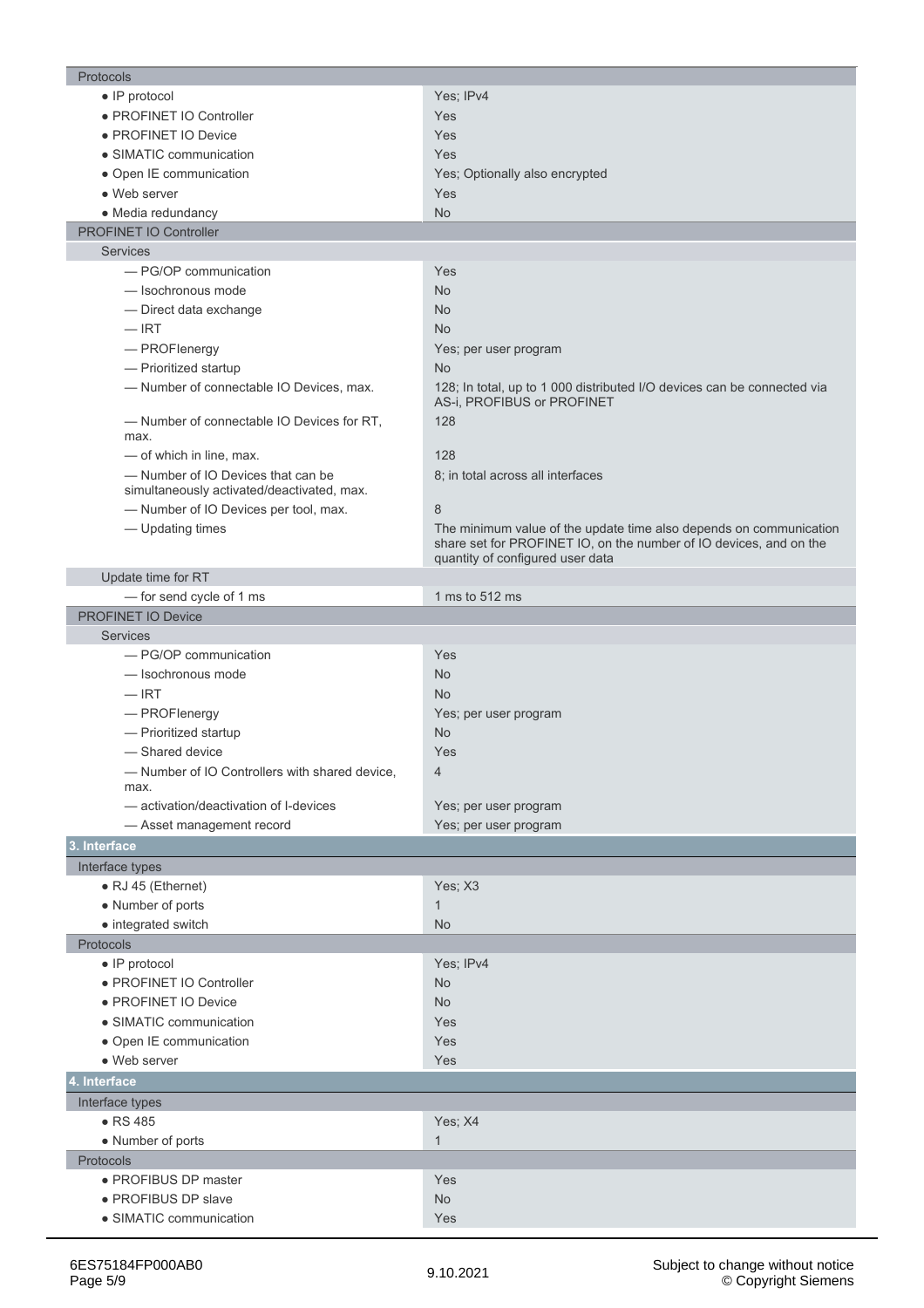| Protocols | |
|---|---|
| ● IP protocol | Yes; IPv4 |
| ● PROFINET IO Controller | Yes |
| ● PROFINET IO Device | Yes |
| ● SIMATIC communication | Yes |
| ● Open IE communication | Yes; Optionally also encrypted |
| ● Web server | Yes |
| ● Media redundancy | No |
| **PROFINET IO Controller** | |
| Services | |
| — PG/OP communication | Yes |
| — Isochronous mode | No |
| — Direct data exchange | No |
| — IRT | No |
| — PROFIenergy | Yes; per user program |
| — Prioritized startup | No |
| — Number of connectable IO Devices, max. | 128; In total, up to 1 000 distributed I/O devices can be connected via AS-i, PROFIBUS or PROFINET |
| — Number of connectable IO Devices for RT, max. | 128 |
| — of which in line, max. | 128 |
| — Number of IO Devices that can be simultaneously activated/deactivated, max. | 8; in total across all interfaces |
| — Number of IO Devices per tool, max. | 8 |
| — Updating times | The minimum value of the update time also depends on communication share set for PROFINET IO, on the number of IO devices, and on the quantity of configured user data |
| Update time for RT | |
| — for send cycle of 1 ms | 1 ms to 512 ms |
| **PROFINET IO Device** | |
| Services | |
| — PG/OP communication | Yes |
| — Isochronous mode | No |
| — IRT | No |
| — PROFIenergy | Yes; per user program |
| — Prioritized startup | No |
| — Shared device | Yes |
| — Number of IO Controllers with shared device, max. | 4 |
| — activation/deactivation of I-devices | Yes; per user program |
| — Asset management record | Yes; per user program |

## 3. Interface

| Interface types | |
|---|---|
| ● RJ 45 (Ethernet) | Yes; X3 |
| ● Number of ports | 1 |
| ● integrated switch | No |
| **Protocols** | |
| ● IP protocol | Yes; IPv4 |
| ● PROFINET IO Controller | No |
| ● PROFINET IO Device | No |
| ● SIMATIC communication | Yes |
| ● Open IE communication | Yes |
| ● Web server | Yes |

## 4. Interface

| Interface types | |
|---|---|
| ● RS 485 | Yes; X4 |
| ● Number of ports | 1 |
| **Protocols** | |
| ● PROFIBUS DP master | Yes |
| ● PROFIBUS DP slave | No |
| ● SIMATIC communication | Yes |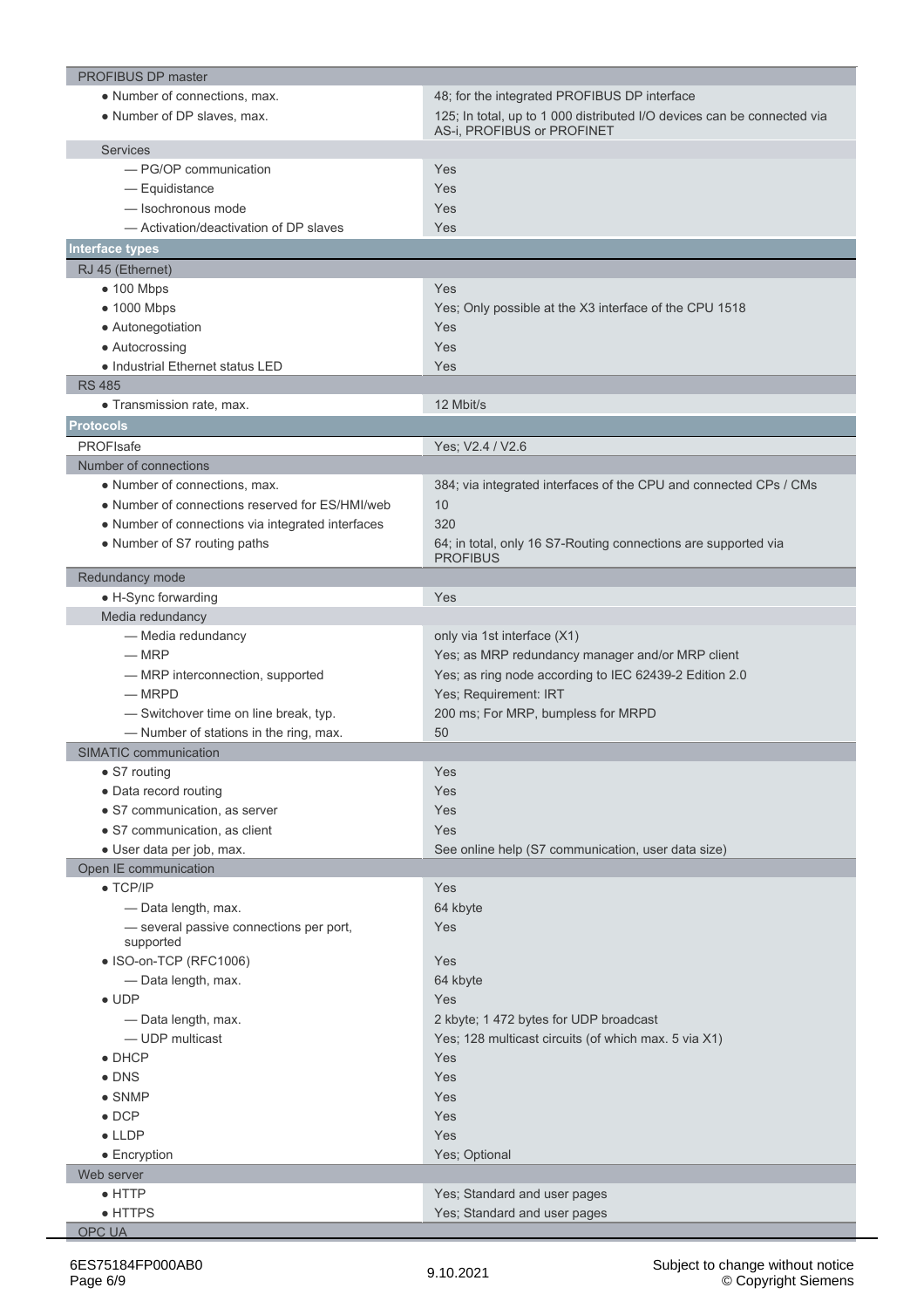| PROFIBUS DP master | |
|---|---|
| • Number of connections, max. | 48; for the integrated PROFIBUS DP interface |
| • Number of DP slaves, max. | 125; In total, up to 1 000 distributed I/O devices can be connected via AS-i, PROFIBUS or PROFINET |
| Services | |
| — PG/OP communication | Yes |
| — Equidistance | Yes |
| — Isochronous mode | Yes |
| — Activation/deactivation of DP slaves | Yes |

## Interface types

| RJ 45 (Ethernet) | |
|---|---|
| • 100 Mbps | Yes |
| • 1000 Mbps | Yes; Only possible at the X3 interface of the CPU 1518 |
| • Autonegotiation | Yes |
| • Autocrossing | Yes |
| • Industrial Ethernet status LED | Yes |
| RS 485 | |
| • Transmission rate, max. | 12 Mbit/s |

## Protocols

| PROFIsafe | Yes; V2.4 / V2.6 |
|---|---|
| Number of connections | |
| • Number of connections, max. | 384; via integrated interfaces of the CPU and connected CPs / CMs |
| • Number of connections reserved for ES/HMI/web | 10 |
| • Number of connections via integrated interfaces | 320 |
| • Number of S7 routing paths | 64; in total, only 16 S7-Routing connections are supported via PROFIBUS |
| Redundancy mode | |
| • H-Sync forwarding | Yes |
| Media redundancy | |
| — Media redundancy | only via 1st interface (X1) |
| — MRP | Yes; as MRP redundancy manager and/or MRP client |
| — MRP interconnection, supported | Yes; as ring node according to IEC 62439-2 Edition 2.0 |
| — MRPD | Yes; Requirement: IRT |
| — Switchover time on line break, typ. | 200 ms; For MRP, bumpless for MRPD |
| — Number of stations in the ring, max. | 50 |
| SIMATIC communication | |
| • S7 routing | Yes |
| • Data record routing | Yes |
| • S7 communication, as server | Yes |
| • S7 communication, as client | Yes |
| • User data per job, max. | See online help (S7 communication, user data size) |
| Open IE communication | |
| • TCP/IP | Yes |
| — Data length, max. | 64 kbyte |
| — several passive connections per port, supported | Yes |
| • ISO-on-TCP (RFC1006) | Yes |
| — Data length, max. | 64 kbyte |
| • UDP | Yes |
| — Data length, max. | 2 kbyte; 1 472 bytes for UDP broadcast |
| — UDP multicast | Yes; 128 multicast circuits (of which max. 5 via X1) |
| • DHCP | Yes |
| • DNS | Yes |
| • SNMP | Yes |
| • DCP | Yes |
| • LLDP | Yes |
| • Encryption | Yes; Optional |
| Web server | |
| • HTTP | Yes; Standard and user pages |
| • HTTPS | Yes; Standard and user pages |
| OPC UA | |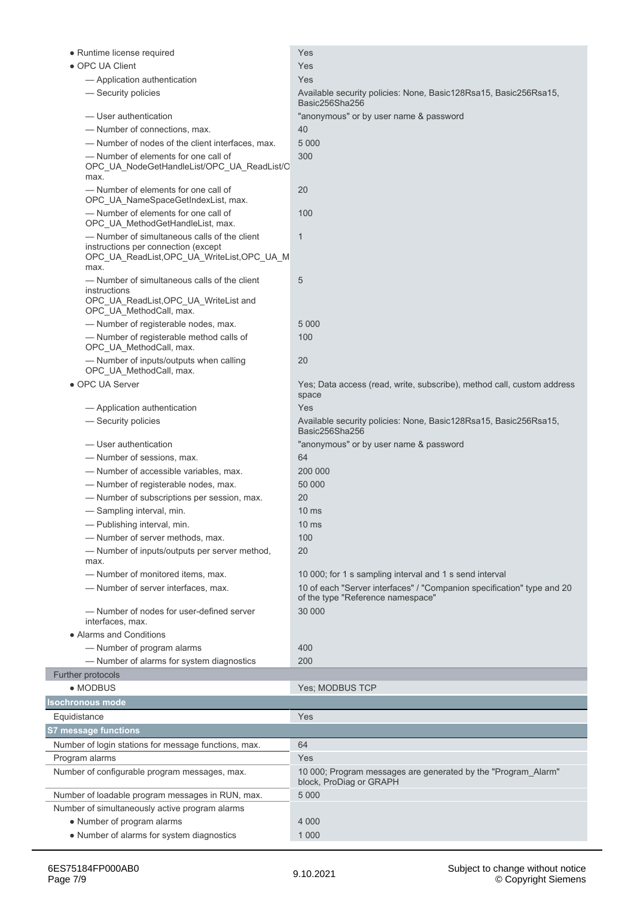| | |
|---|---|
| ● Runtime license required | Yes |
| ● OPC UA Client | Yes |
| — Application authentication | Yes |
| — Security policies | Available security policies: None, Basic128Rsa15, Basic256Rsa15, Basic256Sha256 |
| — User authentication | "anonymous" or by user name & password |
| — Number of connections, max. | 40 |
| — Number of nodes of the client interfaces, max. | 5 000 |
| — Number of elements for one call of OPC_UA_NodeGetHandleList/OPC_UA_ReadList/O max. | 300 |
| — Number of elements for one call of OPC_UA_NameSpaceGetIndexList, max. | 20 |
| — Number of elements for one call of OPC_UA_MethodGetHandleList, max. | 100 |
| — Number of simultaneous calls of the client instructions per connection (except OPC_UA_ReadList,OPC_UA_WriteList,OPC_UA_M max. | 1 |
| — Number of simultaneous calls of the client instructions OPC_UA_ReadList,OPC_UA_WriteList and OPC_UA_MethodCall, max. | 5 |
| — Number of registerable nodes, max. | 5 000 |
| — Number of registerable method calls of OPC_UA_MethodCall, max. | 100 |
| — Number of inputs/outputs when calling OPC_UA_MethodCall, max. | 20 |
| ● OPC UA Server | Yes; Data access (read, write, subscribe), method call, custom address space |
| — Application authentication | Yes |
| — Security policies | Available security policies: None, Basic128Rsa15, Basic256Rsa15, Basic256Sha256 |
| — User authentication | "anonymous" or by user name & password |
| — Number of sessions, max. | 64 |
| — Number of accessible variables, max. | 200 000 |
| — Number of registerable nodes, max. | 50 000 |
| — Number of subscriptions per session, max. | 20 |
| — Sampling interval, min. | 10 ms |
| — Publishing interval, min. | 10 ms |
| — Number of server methods, max. | 100 |
| — Number of inputs/outputs per server method, max. | 20 |
| — Number of monitored items, max. | 10 000; for 1 s sampling interval and 1 s send interval |
| — Number of server interfaces, max. | 10 of each "Server interfaces" / "Companion specification" type and 20 of the type "Reference namespace" |
| — Number of nodes for user-defined server interfaces, max. | 30 000 |
| ● Alarms and Conditions | |
| — Number of program alarms | 400 |
| — Number of alarms for system diagnostics | 200 |
| Further protocols | |
| ● MODBUS | Yes; MODBUS TCP |

## Isochronous mode

| | |
|---|---|
| Equidistance | Yes |

## S7 message functions

| | |
|---|---|
| Number of login stations for message functions, max. | 64 |
| Program alarms | Yes |
| Number of configurable program messages, max. | 10 000; Program messages are generated by the "Program_Alarm" block, ProDiag or GRAPH |
| Number of loadable program messages in RUN, max. | 5 000 |
| Number of simultaneously active program alarms | |
| ● Number of program alarms | 4 000 |
| ● Number of alarms for system diagnostics | 1 000 |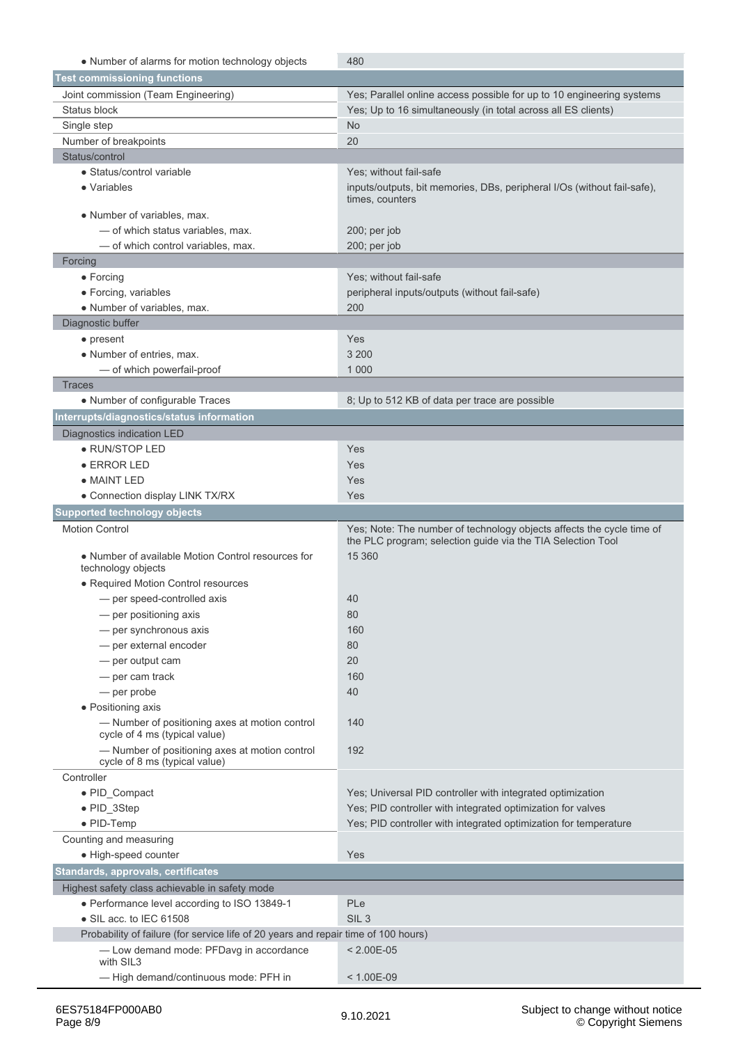| | |
|---|---|
| • Number of alarms for motion technology objects | 480 |
| **Test commissioning functions** | |
| Joint commission (Team Engineering) | Yes; Parallel online access possible for up to 10 engineering systems |
| Status block | Yes; Up to 16 simultaneously (in total across all ES clients) |
| Single step | No |
| Number of breakpoints | 20 |
| Status/control | |
| • Status/control variable | Yes; without fail-safe |
| • Variables | inputs/outputs, bit memories, DBs, peripheral I/Os (without fail-safe), times, counters |
| • Number of variables, max. | |
| — of which status variables, max. | 200; per job |
| — of which control variables, max. | 200; per job |
| Forcing | |
| • Forcing | Yes; without fail-safe |
| • Forcing, variables | peripheral inputs/outputs (without fail-safe) |
| • Number of variables, max. | 200 |
| Diagnostic buffer | |
| • present | Yes |
| • Number of entries, max. | 3 200 |
| — of which powerfail-proof | 1 000 |
| Traces | |
| • Number of configurable Traces | 8; Up to 512 KB of data per trace are possible |
| **Interrupts/diagnostics/status information** | |
| Diagnostics indication LED | |
| • RUN/STOP LED | Yes |
| • ERROR LED | Yes |
| • MAINT LED | Yes |
| • Connection display LINK TX/RX | Yes |
| **Supported technology objects** | |
| Motion Control | Yes; Note: The number of technology objects affects the cycle time of the PLC program; selection guide via the TIA Selection Tool |
| • Number of available Motion Control resources for technology objects | 15 360 |
| • Required Motion Control resources | |
| — per speed-controlled axis | 40 |
| — per positioning axis | 80 |
| — per synchronous axis | 160 |
| — per external encoder | 80 |
| — per output cam | 20 |
| — per cam track | 160 |
| — per probe | 40 |
| • Positioning axis | |
| — Number of positioning axes at motion control cycle of 4 ms (typical value) | 140 |
| — Number of positioning axes at motion control cycle of 8 ms (typical value) | 192 |
| Controller | |
| • PID_Compact | Yes; Universal PID controller with integrated optimization |
| • PID_3Step | Yes; PID controller with integrated optimization for valves |
| • PID-Temp | Yes; PID controller with integrated optimization for temperature |
| Counting and measuring | |
| • High-speed counter | Yes |
| **Standards, approvals, certificates** | |
| Highest safety class achievable in safety mode | |
| • Performance level according to ISO 13849-1 | PLe |
| • SIL acc. to IEC 61508 | SIL 3 |
| Probability of failure (for service life of 20 years and repair time of 100 hours) | |
| — Low demand mode: PFDavg in accordance with SIL3 | < 2.00E-05 |
| — High demand/continuous mode: PFH in | < 1.00E-09 |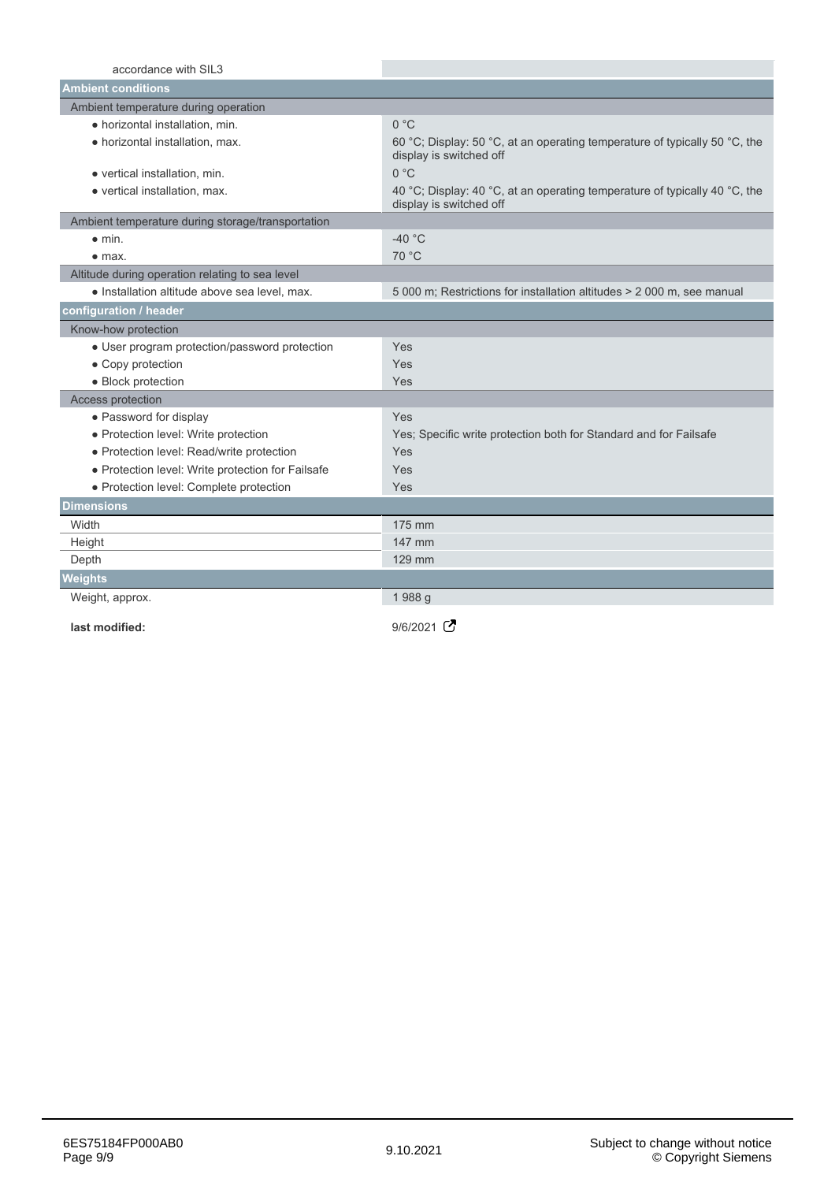| | |
|---|---|
| accordance with SIL3 | |
| **Ambient conditions** | |
| Ambient temperature during operation | |
| • horizontal installation, min. | 0 °C |
| • horizontal installation, max. | 60 °C; Display: 50 °C, at an operating temperature of typically 50 °C, the display is switched off |
| • vertical installation, min. | 0 °C |
| • vertical installation, max. | 40 °C; Display: 40 °C, at an operating temperature of typically 40 °C, the display is switched off |
| Ambient temperature during storage/transportation | |
| • min. | -40 °C |
| • max. | 70 °C |
| Altitude during operation relating to sea level | |
| • Installation altitude above sea level, max. | 5 000 m; Restrictions for installation altitudes > 2 000 m, see manual |
| **configuration / header** | |
| Know-how protection | |
| • User program protection/password protection | Yes |
| • Copy protection | Yes |
| • Block protection | Yes |
| Access protection | |
| • Password for display | Yes |
| • Protection level: Write protection | Yes; Specific write protection both for Standard and for Failsafe |
| • Protection level: Read/write protection | Yes |
| • Protection level: Write protection for Failsafe | Yes |
| • Protection level: Complete protection | Yes |
| **Dimensions** | |
| Width | 175 mm |
| Height | 147 mm |
| Depth | 129 mm |
| **Weights** | |
| Weight, approx. | 1 988 g |

**last modified:** 9/6/2021

6ES75184FP000AB0

9.10.2021

Subject to change without notice
© Copyright Siemens